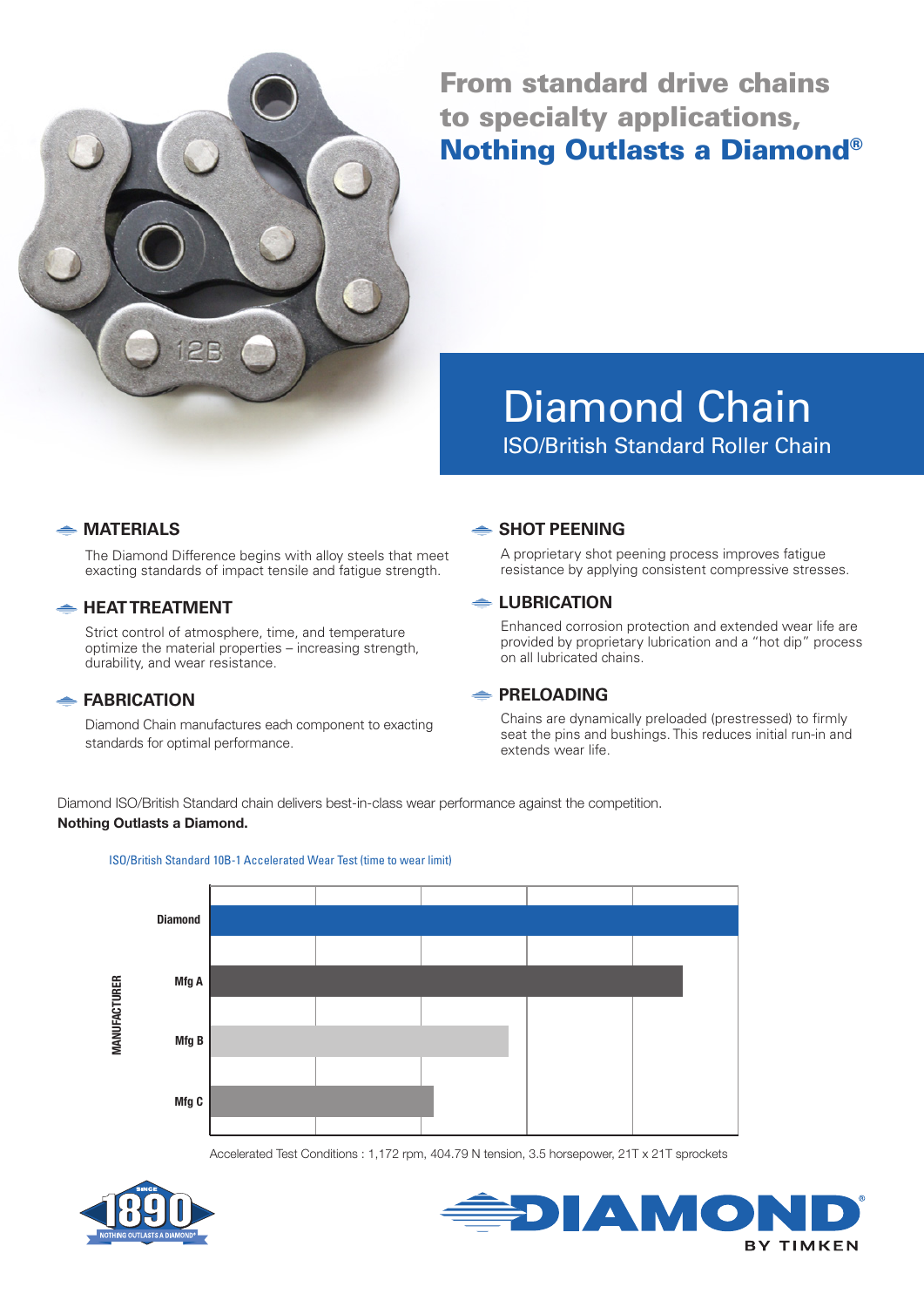From standard drive chains to specialty applications, **Nothing Outlasts a Diamond®**

# Diamond Chain

## ISO/British Standard Roller Chain

### MATERIALS

The Diamond Difference begins with alloy steels that meet exacting standards of impact tensile and fatigue strength.

### HEAT TREATMENT

Strict control of atmosphere, time, and temperature optimize the material properties – increasing strength, durability, and wear resistance.

### FABRICATION

Diamond Chain manufactures each component to exacting standards for optimal performance.

### SHOT PEENING

A proprietary shot peening process improves fatigue resistance by applying consistent compressive stresses.

### LUBRICATION

Enhanced corrosion protection and extended wear life are provided by proprietary lubrication and a "hot dip" process on all lubricated chains.

### PRELOADING

Chains are dynamically preloaded (prestressed) to firmly seat the pins and bushings. This reduces initial run-in and extends wear life.

Diamond ISO/British Standard chain delivers best-in-class wear performance against the competition.
**Nothing Outlasts a Diamond.**

ISO/British Standard 10B-1 Accelerated Wear Test (time to wear limit)

MANUFACTURER: Diamond, Mfg A, Mfg B, Mfg C

Accelerated Test Conditions : 1,172 rpm, 404.79 N tension, 3.5 horsepower, 21T x 21T sprockets

SINCE 1890 NOTHING OUTLASTS A DIAMOND®

DIAMOND® BY TIMKEN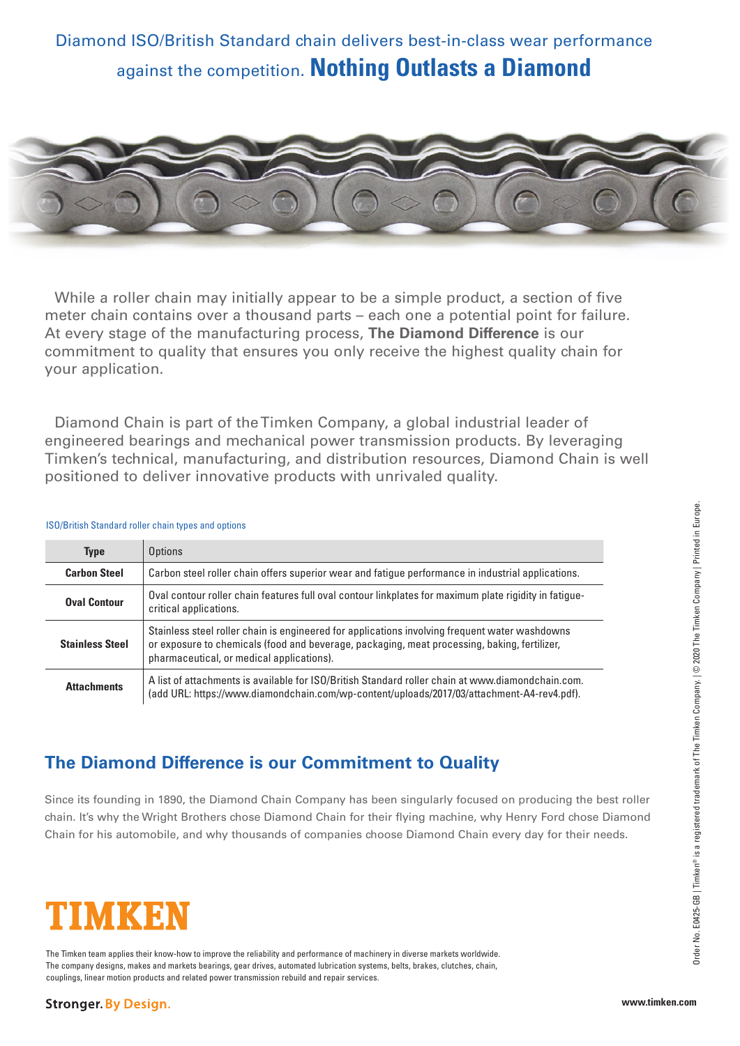Diamond ISO/British Standard chain delivers best-in-class wear performance against the competition. **Nothing Outlasts a Diamond**

While a roller chain may initially appear to be a simple product, a section of five meter chain contains over a thousand parts – each one a potential point for failure. At every stage of the manufacturing process, **The Diamond Difference** is our commitment to quality that ensures you only receive the highest quality chain for your application.

Diamond Chain is part of the Timken Company, a global industrial leader of engineered bearings and mechanical power transmission products. By leveraging Timken's technical, manufacturing, and distribution resources, Diamond Chain is well positioned to deliver innovative products with unrivaled quality.

ISO/British Standard roller chain types and options

| Type | Options |
|---|---|
| **Carbon Steel** | Carbon steel roller chain offers superior wear and fatigue performance in industrial applications. |
| **Oval Contour** | Oval contour roller chain features full oval contour linkplates for maximum plate rigidity in fatigue-critical applications. |
| **Stainless Steel** | Stainless steel roller chain is engineered for applications involving frequent water washdowns or exposure to chemicals (food and beverage, packaging, meat processing, baking, fertilizer, pharmaceutical, or medical applications). |
| **Attachments** | A list of attachments is available for ISO/British Standard roller chain at www.diamondchain.com. (add URL: https://www.diamondchain.com/wp-content/uploads/2017/03/attachment-A4-rev4.pdf). |

## The Diamond Difference is our Commitment to Quality

Since its founding in 1890, the Diamond Chain Company has been singularly focused on producing the best roller chain. It's why the Wright Brothers chose Diamond Chain for their flying machine, why Henry Ford chose Diamond Chain for his automobile, and why thousands of companies choose Diamond Chain every day for their needs.

TIMKEN

The Timken team applies their know-how to improve the reliability and performance of machinery in diverse markets worldwide. The company designs, makes and markets bearings, gear drives, automated lubrication systems, belts, brakes, clutches, chain, couplings, linear motion products and related power transmission rebuild and repair services.

Stronger. By Design.

www.timken.com

Order No. E0425-GB | Timken® is a registered trademark of The Timken Company. | © 2020 The Timken Company | Printed in Europe.